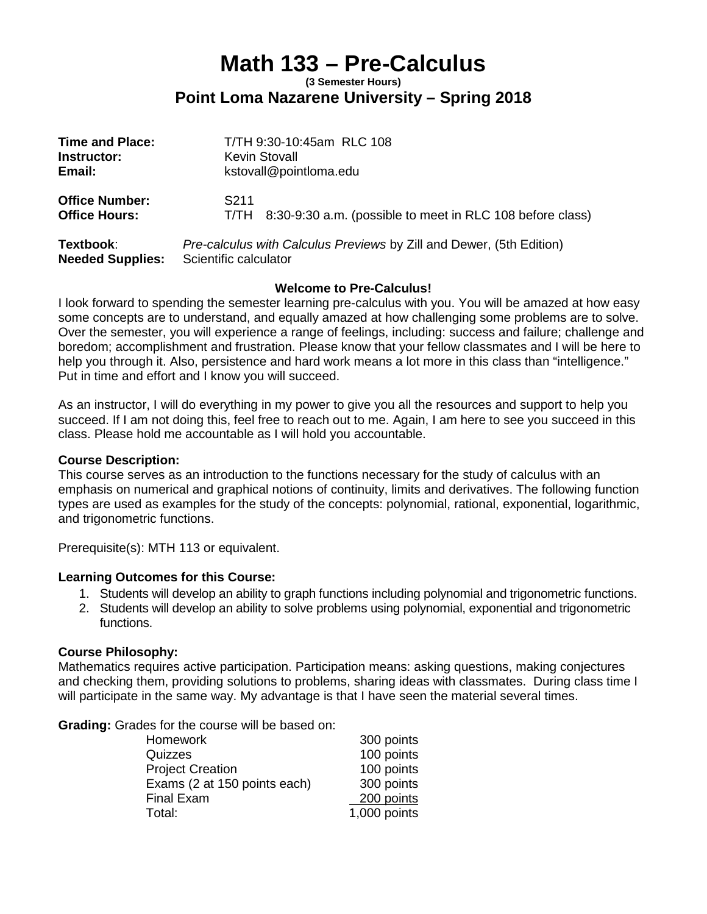# Math 133 – Pre-Calculus

**(3 Semester Hours)**

## Point Loma Nazarene University – Spring 2018

**Time and Place:** T/TH 9:30-10:45am RLC 108
**Instructor:** Kevin Stovall
**Email:** kstovall@pointloma.edu

**Office Number:** S211
**Office Hours:** T/TH 8:30-9:30 a.m. (possible to meet in RLC 108 before class)

**Textbook**: *Pre-calculus with Calculus Previews* by Zill and Dewer, (5th Edition)
**Needed Supplies:** Scientific calculator

**Welcome to Pre-Calculus!**

I look forward to spending the semester learning pre-calculus with you. You will be amazed at how easy some concepts are to understand, and equally amazed at how challenging some problems are to solve. Over the semester, you will experience a range of feelings, including: success and failure; challenge and boredom; accomplishment and frustration. Please know that your fellow classmates and I will be here to help you through it. Also, persistence and hard work means a lot more in this class than "intelligence." Put in time and effort and I know you will succeed.

As an instructor, I will do everything in my power to give you all the resources and support to help you succeed. If I am not doing this, feel free to reach out to me. Again, I am here to see you succeed in this class. Please hold me accountable as I will hold you accountable.

**Course Description:**

This course serves as an introduction to the functions necessary for the study of calculus with an emphasis on numerical and graphical notions of continuity, limits and derivatives. The following function types are used as examples for the study of the concepts: polynomial, rational, exponential, logarithmic, and trigonometric functions.

Prerequisite(s): MTH 113 or equivalent.

**Learning Outcomes for this Course:**

1. Students will develop an ability to graph functions including polynomial and trigonometric functions.
2. Students will develop an ability to solve problems using polynomial, exponential and trigonometric functions.

**Course Philosophy:**

Mathematics requires active participation. Participation means: asking questions, making conjectures and checking them, providing solutions to problems, sharing ideas with classmates. During class time I will participate in the same way. My advantage is that I have seen the material several times.

**Grading:** Grades for the course will be based on:

| | |
|---|---|
| Homework | 300 points |
| Quizzes | 100 points |
| Project Creation | 100 points |
| Exams (2 at 150 points each) | 300 points |
| Final Exam | 200 points |
| Total: | 1,000 points |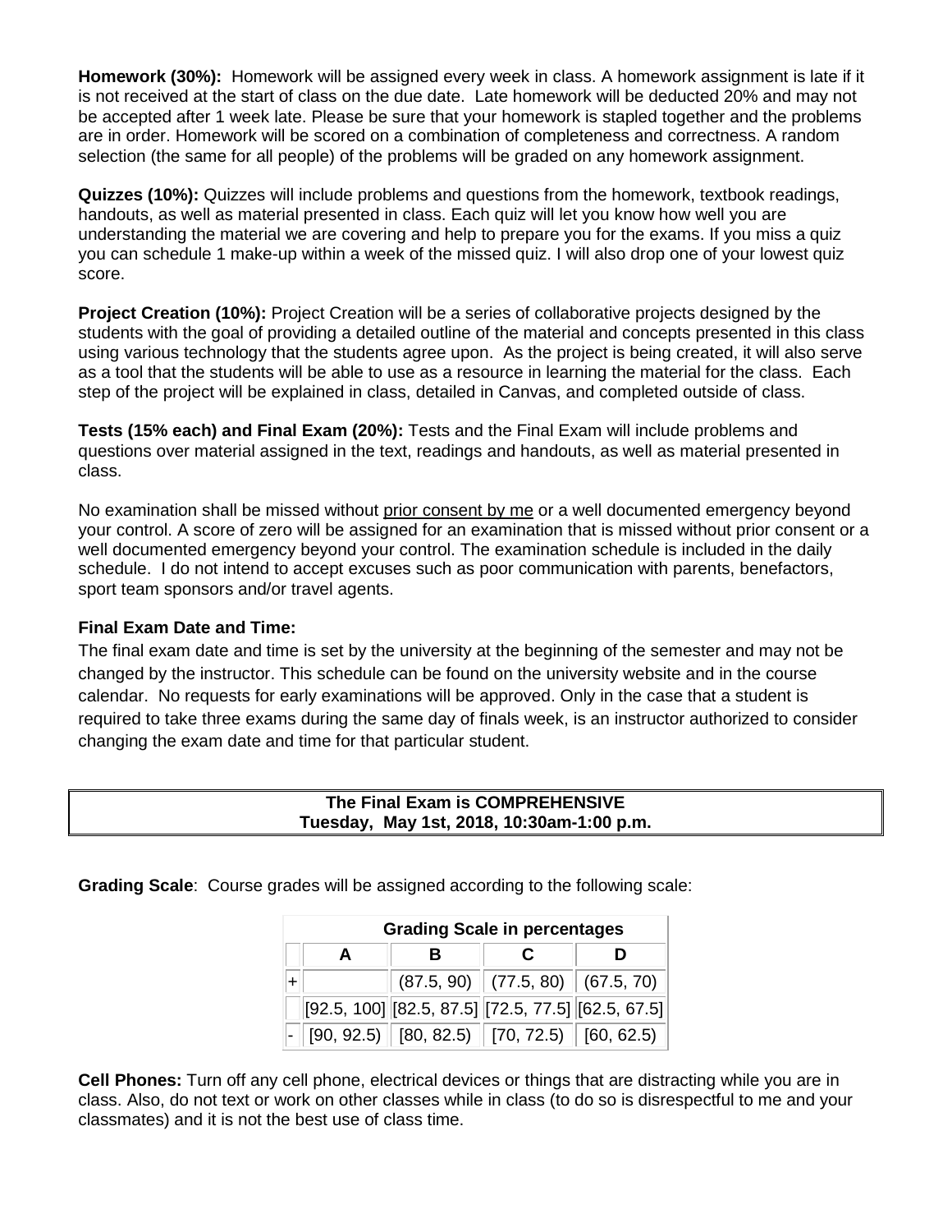**Homework (30%):** Homework will be assigned every week in class. A homework assignment is late if it is not received at the start of class on the due date. Late homework will be deducted 20% and may not be accepted after 1 week late. Please be sure that your homework is stapled together and the problems are in order. Homework will be scored on a combination of completeness and correctness. A random selection (the same for all people) of the problems will be graded on any homework assignment.

**Quizzes (10%):** Quizzes will include problems and questions from the homework, textbook readings, handouts, as well as material presented in class. Each quiz will let you know how well you are understanding the material we are covering and help to prepare you for the exams. If you miss a quiz you can schedule 1 make-up within a week of the missed quiz. I will also drop one of your lowest quiz score.

**Project Creation (10%):** Project Creation will be a series of collaborative projects designed by the students with the goal of providing a detailed outline of the material and concepts presented in this class using various technology that the students agree upon. As the project is being created, it will also serve as a tool that the students will be able to use as a resource in learning the material for the class. Each step of the project will be explained in class, detailed in Canvas, and completed outside of class.

**Tests (15% each) and Final Exam (20%):** Tests and the Final Exam will include problems and questions over material assigned in the text, readings and handouts, as well as material presented in class.

No examination shall be missed without prior consent by me or a well documented emergency beyond your control. A score of zero will be assigned for an examination that is missed without prior consent or a well documented emergency beyond your control. The examination schedule is included in the daily schedule. I do not intend to accept excuses such as poor communication with parents, benefactors, sport team sponsors and/or travel agents.

**Final Exam Date and Time:**

The final exam date and time is set by the university at the beginning of the semester and may not be changed by the instructor. This schedule can be found on the university website and in the course calendar. No requests for early examinations will be approved. Only in the case that a student is required to take three exams during the same day of finals week, is an instructor authorized to consider changing the exam date and time for that particular student.

**The Final Exam is COMPREHENSIVE**
**Tuesday, May 1st, 2018, 10:30am-1:00 p.m.**

**Grading Scale**: Course grades will be assigned according to the following scale:

| Grading Scale in percentages | | | | |
|---|---|---|---|---|
| | **A** | **B** | **C** | **D** |
| + | | (87.5, 90) | (77.5, 80) | (67.5, 70) |
| | [92.5, 100] | [82.5, 87.5] | [72.5, 77.5] | [62.5, 67.5] |
| - | [90, 92.5) | [80, 82.5) | [70, 72.5) | [60, 62.5) |

**Cell Phones:** Turn off any cell phone, electrical devices or things that are distracting while you are in class. Also, do not text or work on other classes while in class (to do so is disrespectful to me and your classmates) and it is not the best use of class time.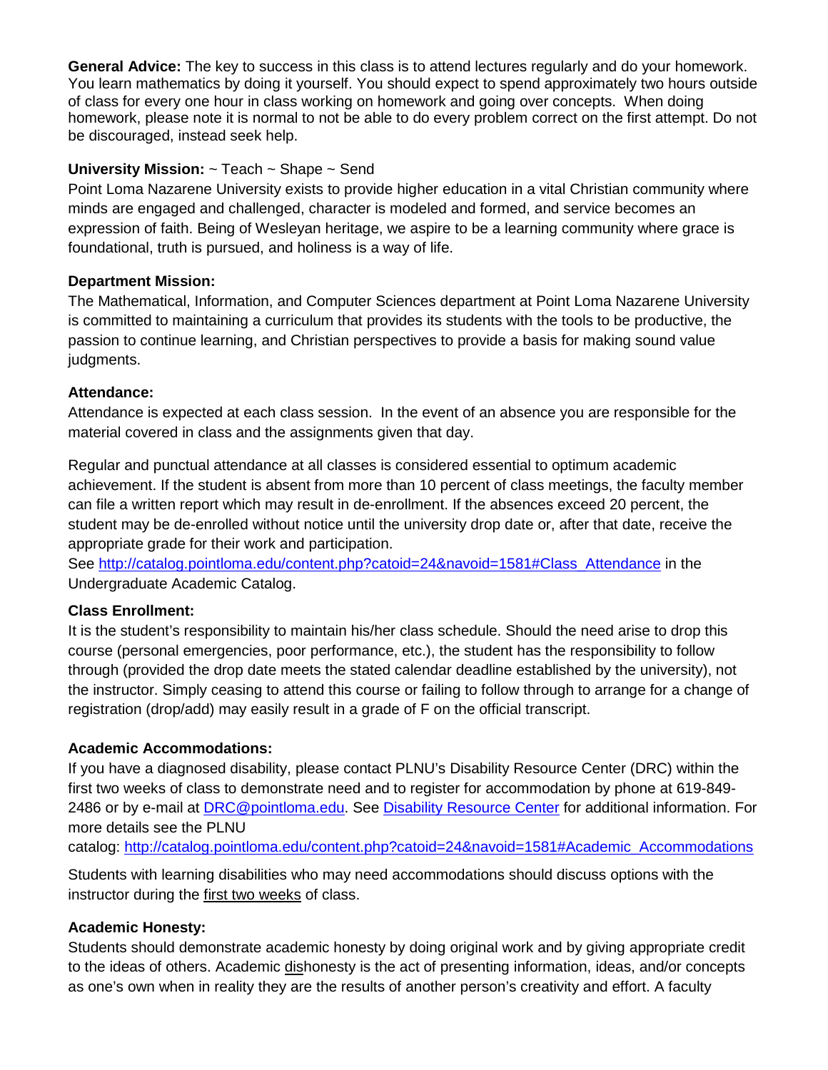**General Advice:** The key to success in this class is to attend lectures regularly and do your homework. You learn mathematics by doing it yourself. You should expect to spend approximately two hours outside of class for every one hour in class working on homework and going over concepts. When doing homework, please note it is normal to not be able to do every problem correct on the first attempt. Do not be discouraged, instead seek help.

**University Mission:** ~ Teach ~ Shape ~ Send

Point Loma Nazarene University exists to provide higher education in a vital Christian community where minds are engaged and challenged, character is modeled and formed, and service becomes an expression of faith. Being of Wesleyan heritage, we aspire to be a learning community where grace is foundational, truth is pursued, and holiness is a way of life.

**Department Mission:**

The Mathematical, Information, and Computer Sciences department at Point Loma Nazarene University is committed to maintaining a curriculum that provides its students with the tools to be productive, the passion to continue learning, and Christian perspectives to provide a basis for making sound value judgments.

**Attendance:**

Attendance is expected at each class session. In the event of an absence you are responsible for the material covered in class and the assignments given that day.

Regular and punctual attendance at all classes is considered essential to optimum academic achievement. If the student is absent from more than 10 percent of class meetings, the faculty member can file a written report which may result in de-enrollment. If the absences exceed 20 percent, the student may be de-enrolled without notice until the university drop date or, after that date, receive the appropriate grade for their work and participation.
See [http://catalog.pointloma.edu/content.php?catoid=24&navoid=1581#Class_Attendance](http://catalog.pointloma.edu/content.php?catoid=24&navoid=1581#Class_Attendance) in the Undergraduate Academic Catalog.

**Class Enrollment:**

It is the student's responsibility to maintain his/her class schedule. Should the need arise to drop this course (personal emergencies, poor performance, etc.), the student has the responsibility to follow through (provided the drop date meets the stated calendar deadline established by the university), not the instructor. Simply ceasing to attend this course or failing to follow through to arrange for a change of registration (drop/add) may easily result in a grade of F on the official transcript.

**Academic Accommodations:**

If you have a diagnosed disability, please contact PLNU's Disability Resource Center (DRC) within the first two weeks of class to demonstrate need and to register for accommodation by phone at 619-849-2486 or by e-mail at [DRC@pointloma.edu](mailto:DRC@pointloma.edu). See [Disability Resource Center](#) for additional information. For more details see the PLNU catalog: [http://catalog.pointloma.edu/content.php?catoid=24&navoid=1581#Academic_Accommodations](http://catalog.pointloma.edu/content.php?catoid=24&navoid=1581#Academic_Accommodations)

Students with learning disabilities who may need accommodations should discuss options with the instructor during the <u>first two weeks</u> of class.

**Academic Honesty:**

Students should demonstrate academic honesty by doing original work and by giving appropriate credit to the ideas of others. Academic <u>dis</u>honesty is the act of presenting information, ideas, and/or concepts as one's own when in reality they are the results of another person's creativity and effort. A faculty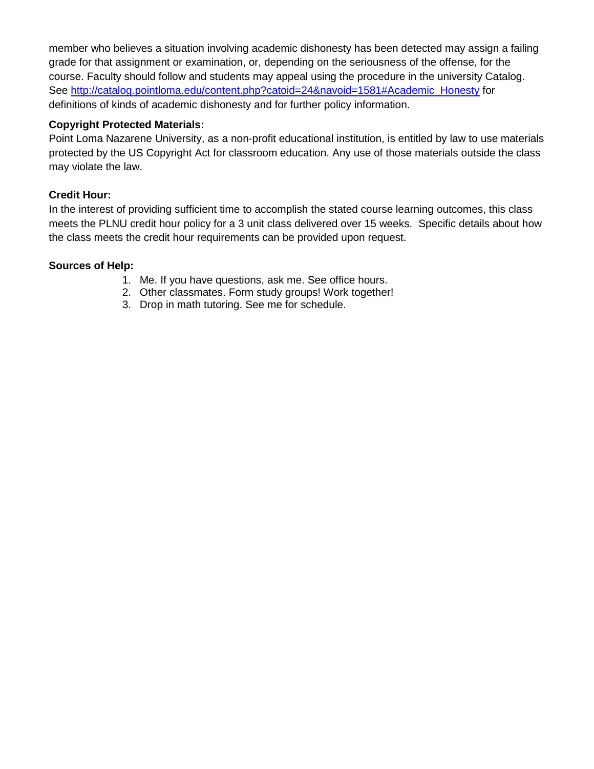member who believes a situation involving academic dishonesty has been detected may assign a failing grade for that assignment or examination, or, depending on the seriousness of the offense, for the course. Faculty should follow and students may appeal using the procedure in the university Catalog. See http://catalog.pointloma.edu/content.php?catoid=24&navoid=1581#Academic_Honesty for definitions of kinds of academic dishonesty and for further policy information.

**Copyright Protected Materials:**
Point Loma Nazarene University, as a non-profit educational institution, is entitled by law to use materials protected by the US Copyright Act for classroom education. Any use of those materials outside the class may violate the law.

**Credit Hour:**
In the interest of providing sufficient time to accomplish the stated course learning outcomes, this class meets the PLNU credit hour policy for a 3 unit class delivered over 15 weeks. Specific details about how the class meets the credit hour requirements can be provided upon request.

**Sources of Help:**

1. Me. If you have questions, ask me. See office hours.
2. Other classmates. Form study groups! Work together!
3. Drop in math tutoring. See me for schedule.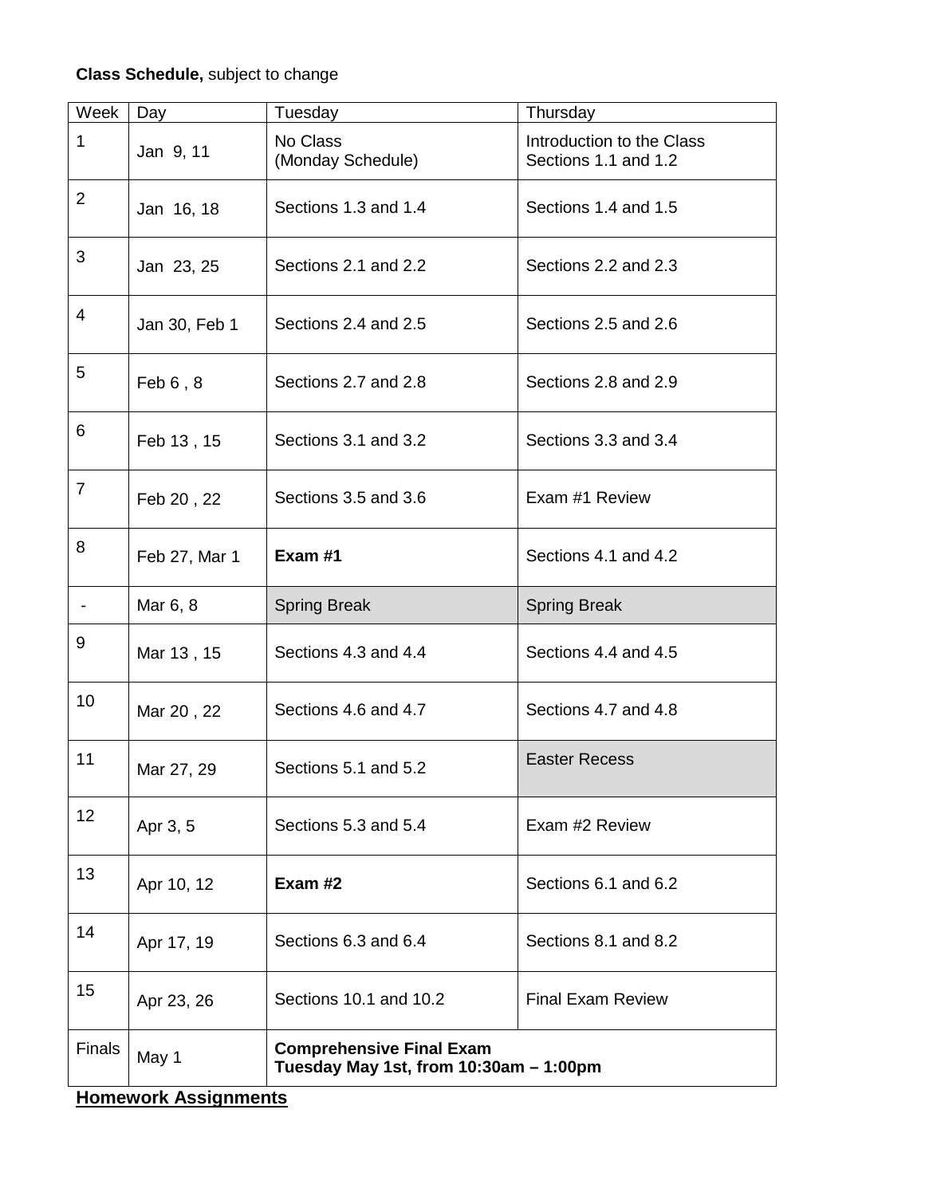**Class Schedule,** subject to change

| Week | Day | Tuesday | Thursday |
|---|---|---|---|
| 1 | Jan 9, 11 | No Class (Monday Schedule) | Introduction to the Class Sections 1.1 and 1.2 |
| 2 | Jan 16, 18 | Sections 1.3 and 1.4 | Sections 1.4 and 1.5 |
| 3 | Jan 23, 25 | Sections 2.1 and 2.2 | Sections 2.2 and 2.3 |
| 4 | Jan 30, Feb 1 | Sections 2.4 and 2.5 | Sections 2.5 and 2.6 |
| 5 | Feb 6 , 8 | Sections 2.7 and 2.8 | Sections 2.8 and 2.9 |
| 6 | Feb 13 , 15 | Sections 3.1 and 3.2 | Sections 3.3 and 3.4 |
| 7 | Feb 20 , 22 | Sections 3.5 and 3.6 | Exam #1 Review |
| 8 | Feb 27, Mar 1 | **Exam #1** | Sections 4.1 and 4.2 |
| - | Mar 6, 8 | Spring Break | Spring Break |
| 9 | Mar 13 , 15 | Sections 4.3 and 4.4 | Sections 4.4 and 4.5 |
| 10 | Mar 20 , 22 | Sections 4.6 and 4.7 | Sections 4.7 and 4.8 |
| 11 | Mar 27, 29 | Sections 5.1 and 5.2 | Easter Recess |
| 12 | Apr 3, 5 | Sections 5.3 and 5.4 | Exam #2 Review |
| 13 | Apr 10, 12 | **Exam #2** | Sections 6.1 and 6.2 |
| 14 | Apr 17, 19 | Sections 6.3 and 6.4 | Sections 8.1 and 8.2 |
| 15 | Apr 23, 26 | Sections 10.1 and 10.2 | Final Exam Review |
| Finals | May 1 | **Comprehensive Final Exam Tuesday May 1st, from 10:30am – 1:00pm** | |

**Homework Assignments**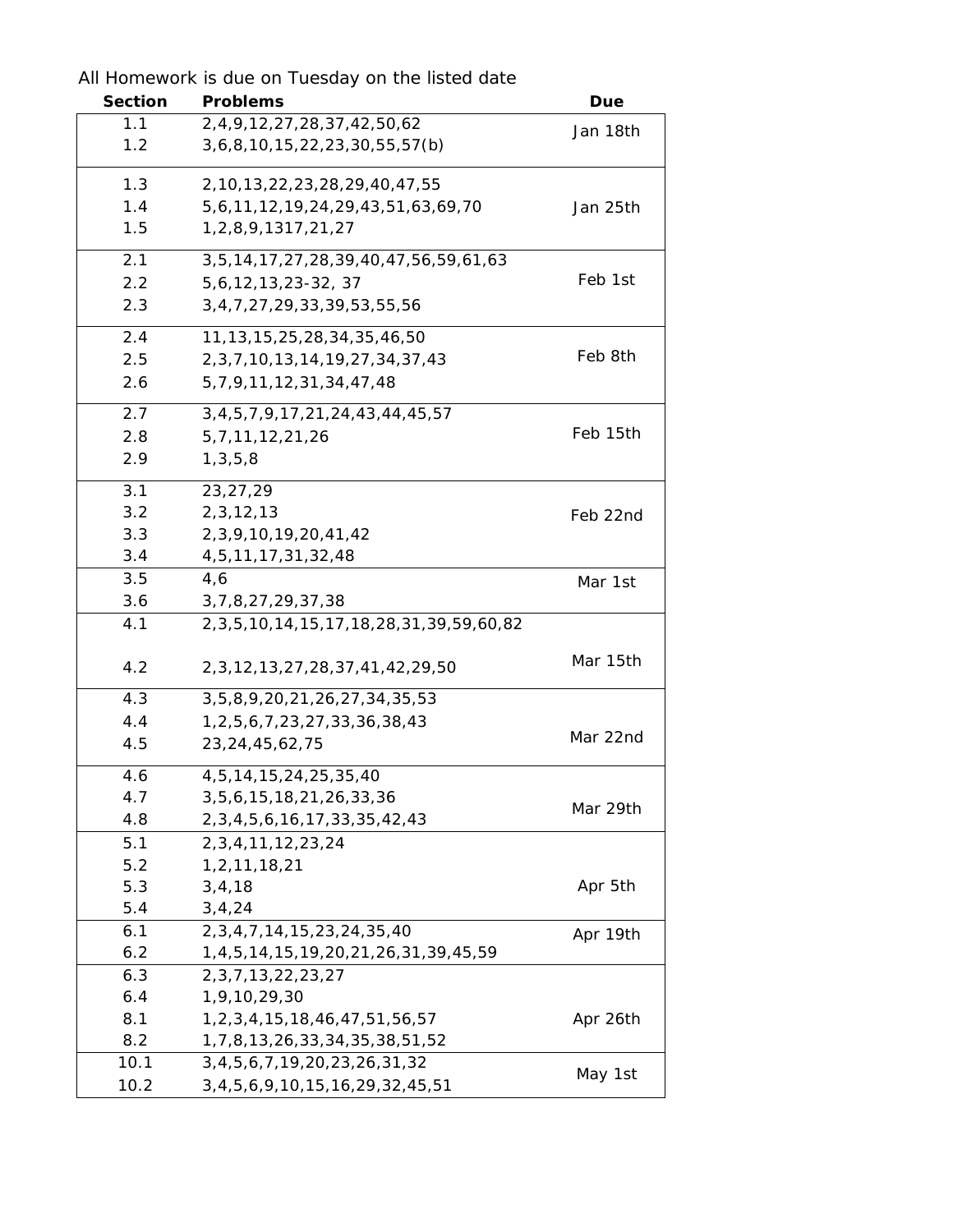All Homework is due on Tuesday on the listed date

| Section | Problems | Due |
|---|---|---|
| 1.1 | 2,4,9,12,27,28,37,42,50,62 | Jan 18th |
| 1.2 | 3,6,8,10,15,22,23,30,55,57(b) | |
| 1.3 | 2,10,13,22,23,28,29,40,47,55 | Jan 25th |
| 1.4 | 5,6,11,12,19,24,29,43,51,63,69,70 | |
| 1.5 | 1,2,8,9,1317,21,27 | |
| 2.1 | 3,5,14,17,27,28,39,40,47,56,59,61,63 | Feb 1st |
| 2.2 | 5,6,12,13,23-32, 37 | |
| 2.3 | 3,4,7,27,29,33,39,53,55,56 | |
| 2.4 | 11,13,15,25,28,34,35,46,50 | Feb 8th |
| 2.5 | 2,3,7,10,13,14,19,27,34,37,43 | |
| 2.6 | 5,7,9,11,12,31,34,47,48 | |
| 2.7 | 3,4,5,7,9,17,21,24,43,44,45,57 | Feb 15th |
| 2.8 | 5,7,11,12,21,26 | |
| 2.9 | 1,3,5,8 | |
| 3.1 | 23,27,29 | Feb 22nd |
| 3.2 | 2,3,12,13 | |
| 3.3 | 2,3,9,10,19,20,41,42 | |
| 3.4 | 4,5,11,17,31,32,48 | |
| 3.5 | 4,6 | Mar 1st |
| 3.6 | 3,7,8,27,29,37,38 | |
| 4.1 | 2,3,5,10,14,15,17,18,28,31,39,59,60,82 | Mar 15th |
| 4.2 | 2,3,12,13,27,28,37,41,42,29,50 | |
| 4.3 | 3,5,8,9,20,21,26,27,34,35,53 | Mar 22nd |
| 4.4 | 1,2,5,6,7,23,27,33,36,38,43 | |
| 4.5 | 23,24,45,62,75 | |
| 4.6 | 4,5,14,15,24,25,35,40 | Mar 29th |
| 4.7 | 3,5,6,15,18,21,26,33,36 | |
| 4.8 | 2,3,4,5,6,16,17,33,35,42,43 | |
| 5.1 | 2,3,4,11,12,23,24 | Apr 5th |
| 5.2 | 1,2,11,18,21 | |
| 5.3 | 3,4,18 | |
| 5.4 | 3,4,24 | |
| 6.1 | 2,3,4,7,14,15,23,24,35,40 | Apr 19th |
| 6.2 | 1,4,5,14,15,19,20,21,26,31,39,45,59 | |
| 6.3 | 2,3,7,13,22,23,27 | Apr 26th |
| 6.4 | 1,9,10,29,30 | |
| 8.1 | 1,2,3,4,15,18,46,47,51,56,57 | |
| 8.2 | 1,7,8,13,26,33,34,35,38,51,52 | |
| 10.1 | 3,4,5,6,7,19,20,23,26,31,32 | May 1st |
| 10.2 | 3,4,5,6,9,10,15,16,29,32,45,51 | |